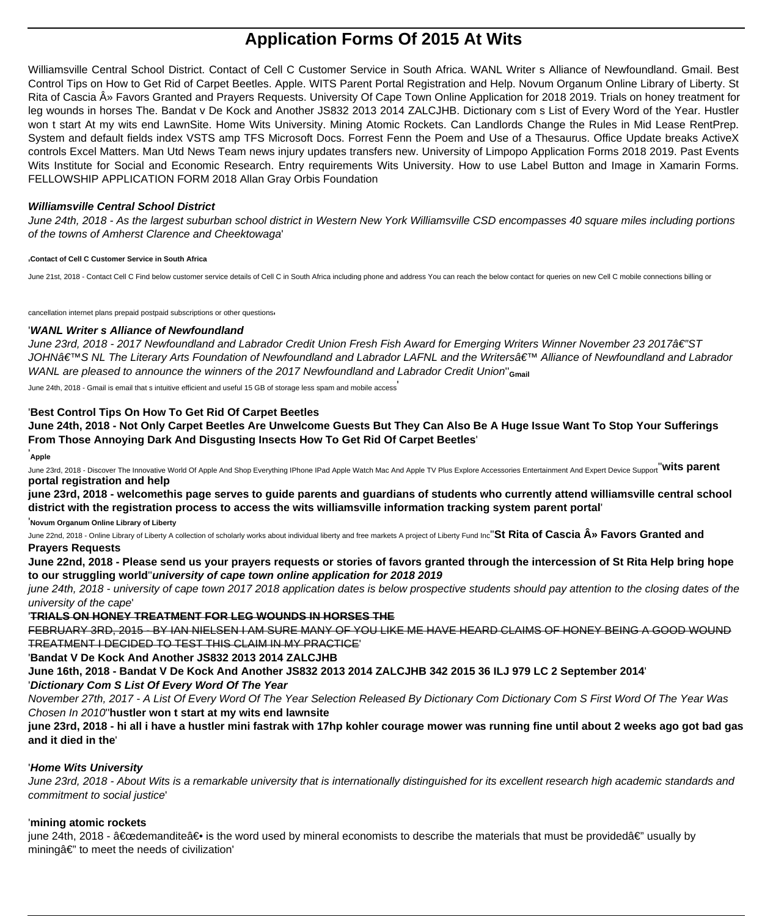# Application Forms Of 2015 At Wits

Williamsville Central School District. Contact of Cell C Customer Service in South Africa. WANL Writer s Alliance of Newfoundland. Gmail. Best Control Tips on How to Get Rid of Carpet Beetles. Apple. WITS Parent Portal Registration and Help. Novum Organum Online Library of Liberty. St Rita of Cascia Â» Favors Granted and Prayers Requests. University Of Cape Town Online Application for 2018 2019. Trials on honey treatment for leg wounds in horses The. Bandat v De Kock and Another JS832 2013 2014 ZALCJHB. Dictionary com s List of Every Word of the Year. Hustler won t start At my wits end LawnSite. Home Wits University. Mining Atomic Rockets. Can Landlords Change the Rules in Mid Lease RentPrep. System and default fields index VSTS amp TFS Microsoft Docs. Forrest Fenn the Poem and Use of a Thesaurus. Office Update breaks ActiveX controls Excel Matters. Man Utd News Team news injury updates transfers new. University of Limpopo Application Forms 2018 2019. Past Events Wits Institute for Social and Economic Research. Entry requirements Wits University. How to use Label Button and Image in Xamarin Forms. FELLOWSHIP APPLICATION FORM 2018 Allan Gray Orbis Foundation

***Williamsville Central School District***

*June 24th, 2018 - As the largest suburban school district in Western New York Williamsville CSD encompasses 40 square miles including portions of the towns of Amherst Clarence and Cheektowaga*'

'**Contact of Cell C Customer Service in South Africa**

June 21st, 2018 - Contact Cell C Find below customer service details of Cell C in South Africa including phone and address You can reach the below contact for queries on new Cell C mobile connections billing or cancellation internet plans prepaid postpaid subscriptions or other questions'

'***WANL Writer s Alliance of Newfoundland***

*June 23rd, 2018 - 2017 Newfoundland and Labrador Credit Union Fresh Fish Award for Emerging Writers Winner November 23 2017â€"ST JOHNâ€™S NL The Literary Arts Foundation of Newfoundland and Labrador LAFNL and the Writersâ€™ Alliance of Newfoundland and Labrador WANL are pleased to announce the winners of the 2017 Newfoundland and Labrador Credit Union*''**Gmail**

June 24th, 2018 - Gmail is email that s intuitive efficient and useful 15 GB of storage less spam and mobile access'

'**Best Control Tips On How To Get Rid Of Carpet Beetles**

**June 24th, 2018 - Not Only Carpet Beetles Are Unwelcome Guests But They Can Also Be A Huge Issue Want To Stop Your Sufferings From Those Annoying Dark And Disgusting Insects How To Get Rid Of Carpet Beetles**'

'**Apple**

June 23rd, 2018 - Discover The Innovative World Of Apple And Shop Everything IPhone IPad Apple Watch Mac And Apple TV Plus Explore Accessories Entertainment And Expert Device Support''**wits parent portal registration and help**

**june 23rd, 2018 - welcomethis page serves to guide parents and guardians of students who currently attend williamsville central school district with the registration process to access the wits williamsville information tracking system parent portal**'

'**Novum Organum Online Library of Liberty**

June 22nd, 2018 - Online Library of Liberty A collection of scholarly works about individual liberty and free markets A project of Liberty Fund Inc''**St Rita of Cascia Â» Favors Granted and Prayers Requests**

**June 22nd, 2018 - Please send us your prayers requests or stories of favors granted through the intercession of St Rita Help bring hope to our struggling world**''***university of cape town online application for 2018 2019***

*june 24th, 2018 - university of cape town 2017 2018 application dates is below prospective students should pay attention to the closing dates of the university of the cape*'

'**TRIALS ON HONEY TREATMENT FOR LEG WOUNDS IN HORSES THE**

FEBRUARY 3RD, 2015 - BY IAN NIELSEN I AM SURE MANY OF YOU LIKE ME HAVE HEARD CLAIMS OF HONEY BEING A GOOD WOUND TREATMENT I DECIDED TO TEST THIS CLAIM IN MY PRACTICE'

'**Bandat V De Kock And Another JS832 2013 2014 ZALCJHB**

**June 16th, 2018 - Bandat V De Kock And Another JS832 2013 2014 ZALCJHB 342 2015 36 ILJ 979 LC 2 September 2014**'

'***Dictionary Com S List Of Every Word Of The Year***

*November 27th, 2017 - A List Of Every Word Of The Year Selection Released By Dictionary Com Dictionary Com S First Word Of The Year Was Chosen In 2010*''**hustler won t start at my wits end lawnsite**

**june 23rd, 2018 - hi all i have a hustler mini fastrak with 17hp kohler courage mower was running fine until about 2 weeks ago got bad gas and it died in the**'

'***Home Wits University***

*June 23rd, 2018 - About Wits is a remarkable university that is internationally distinguished for its excellent research high academic standards and commitment to social justice*'

'***mining atomic rockets***

june 24th, 2018 - â€œdemanditeâ€• is the word used by mineral economists to describe the materials that must be providedâ€" usually by miningâ€" to meet the needs of civilization'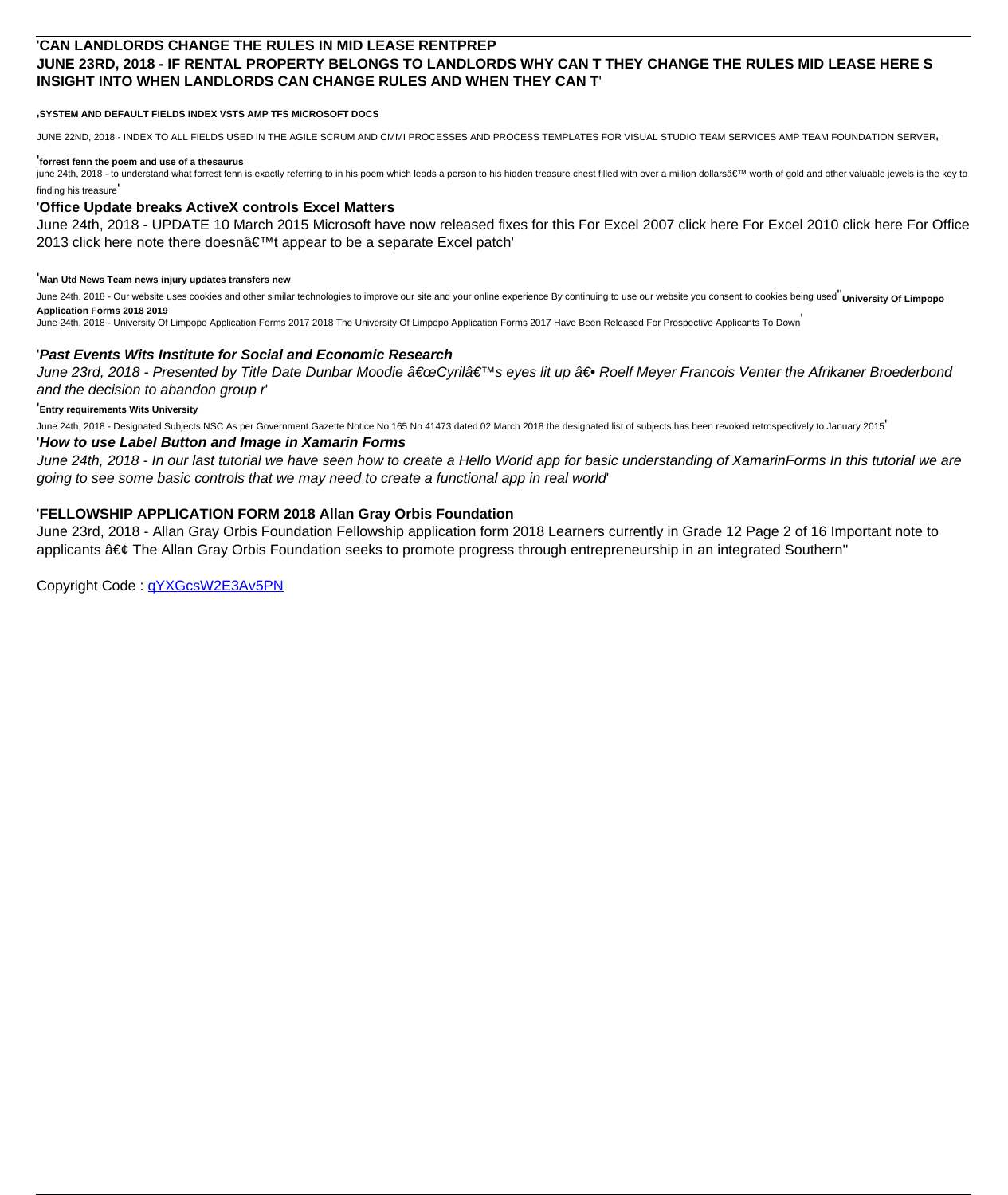## 'CAN LANDLORDS CHANGE THE RULES IN MID LEASE RENTPREP

**JUNE 23RD, 2018 - IF RENTAL PROPERTY BELONGS TO LANDLORDS WHY CAN T THEY CHANGE THE RULES MID LEASE HERE S INSIGHT INTO WHEN LANDLORDS CAN CHANGE RULES AND WHEN THEY CAN T'**

**'SYSTEM AND DEFAULT FIELDS INDEX VSTS AMP TFS MICROSOFT DOCS**

JUNE 22ND, 2018 - INDEX TO ALL FIELDS USED IN THE AGILE SCRUM AND CMMI PROCESSES AND PROCESS TEMPLATES FOR VISUAL STUDIO TEAM SERVICES AMP TEAM FOUNDATION SERVER'

**'forrest fenn the poem and use of a thesaurus**

june 24th, 2018 - to understand what forrest fenn is exactly referring to in his poem which leads a person to his hidden treasure chest filled with over a million dollarsâ€™ worth of gold and other valuable jewels is the key to finding his treasure'

**'Office Update breaks ActiveX controls Excel Matters**

June 24th, 2018 - UPDATE 10 March 2015 Microsoft have now released fixes for this For Excel 2007 click here For Excel 2010 click here For Office 2013 click here note there doesnâ€™t appear to be a separate Excel patch'

**'Man Utd News Team news injury updates transfers new**

June 24th, 2018 - Our website uses cookies and other similar technologies to improve our site and your online experience By continuing to use our website you consent to cookies being used''**University Of Limpopo Application Forms 2018 2019**

June 24th, 2018 - University Of Limpopo Application Forms 2017 2018 The University Of Limpopo Application Forms 2017 Have Been Released For Prospective Applicants To Down'

***'Past Events Wits Institute for Social and Economic Research***

*June 23rd, 2018 - Presented by Title Date Dunbar Moodie â€œCyrilâ€™s eyes lit up â€• Roelf Meyer Francois Venter the Afrikaner Broederbond and the decision to abandon group r'*

**'Entry requirements Wits University**

June 24th, 2018 - Designated Subjects NSC As per Government Gazette Notice No 165 No 41473 dated 02 March 2018 the designated list of subjects has been revoked retrospectively to January 2015'

***'How to use Label Button and Image in Xamarin Forms***

*June 24th, 2018 - In our last tutorial we have seen how to create a Hello World app for basic understanding of XamarinForms In this tutorial we are going to see some basic controls that we may need to create a functional app in real world'*

**'FELLOWSHIP APPLICATION FORM 2018 Allan Gray Orbis Foundation**

June 23rd, 2018 - Allan Gray Orbis Foundation Fellowship application form 2018 Learners currently in Grade 12 Page 2 of 16 Important note to applicants â€¢ The Allan Gray Orbis Foundation seeks to promote progress through entrepreneurship in an integrated Southern''

Copyright Code : qYXGcsW2E3Av5PN